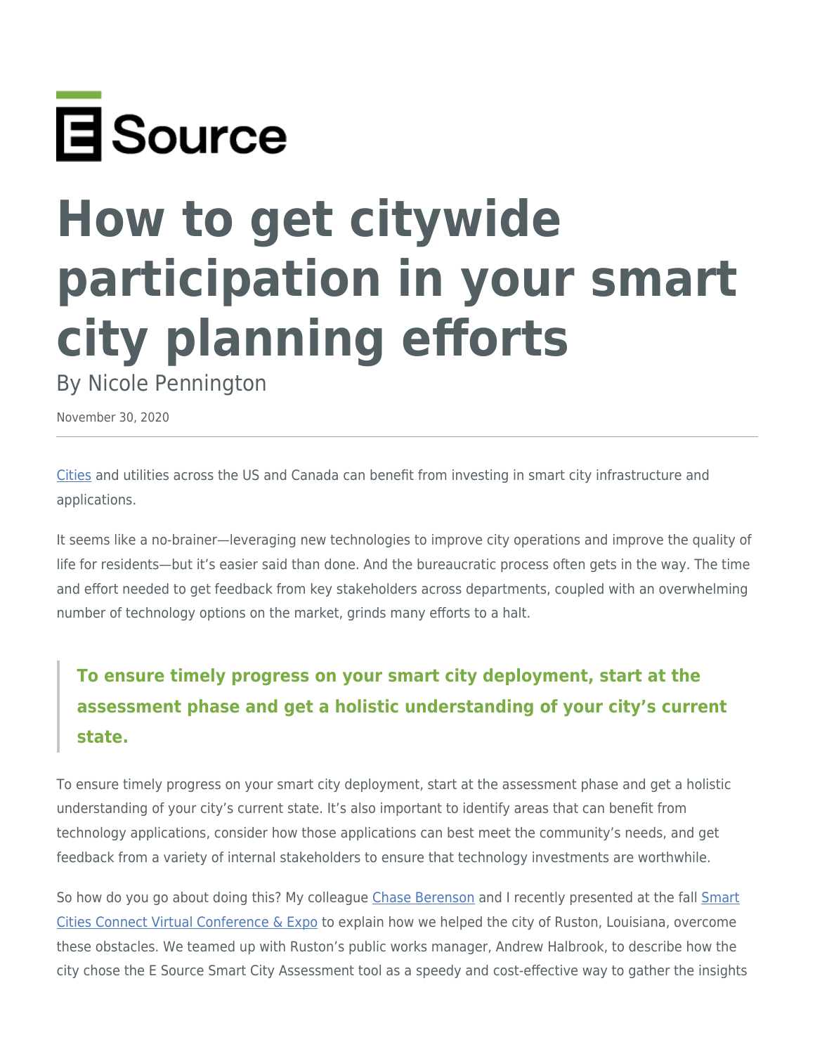E Source

# How to get citywide participation in your smart city planning efforts

By Nicole Pennington

November 30, 2020

---

Cities and utilities across the US and Canada can benefit from investing in smart city infrastructure and applications.

It seems like a no-brainer—leveraging new technologies to improve city operations and improve the quality of life for residents—but it's easier said than done. And the bureaucratic process often gets in the way. The time and effort needed to get feedback from key stakeholders across departments, coupled with an overwhelming number of technology options on the market, grinds many efforts to a halt.

> **To ensure timely progress on your smart city deployment, start at the assessment phase and get a holistic understanding of your city's current state.**

To ensure timely progress on your smart city deployment, start at the assessment phase and get a holistic understanding of your city's current state. It's also important to identify areas that can benefit from technology applications, consider how those applications can best meet the community's needs, and get feedback from a variety of internal stakeholders to ensure that technology investments are worthwhile.

So how do you go about doing this? My colleague Chase Berenson and I recently presented at the fall Smart Cities Connect Virtual Conference & Expo to explain how we helped the city of Ruston, Louisiana, overcome these obstacles. We teamed up with Ruston's public works manager, Andrew Halbrook, to describe how the city chose the E Source Smart City Assessment tool as a speedy and cost-effective way to gather the insights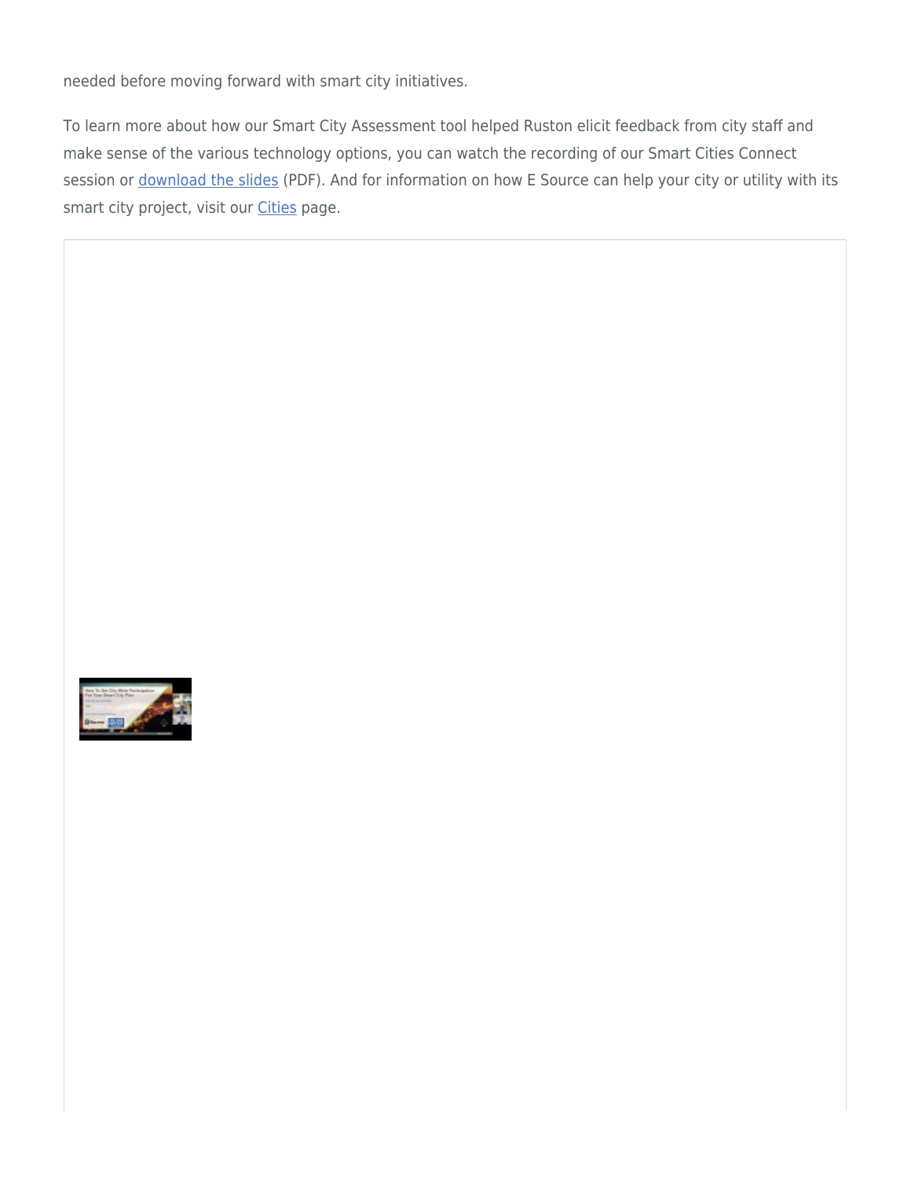needed before moving forward with smart city initiatives.

To learn more about how our Smart City Assessment tool helped Ruston elicit feedback from city staff and make sense of the various technology options, you can watch the recording of our Smart Cities Connect session or download the slides (PDF). And for information on how E Source can help your city or utility with its smart city project, visit our Cities page.